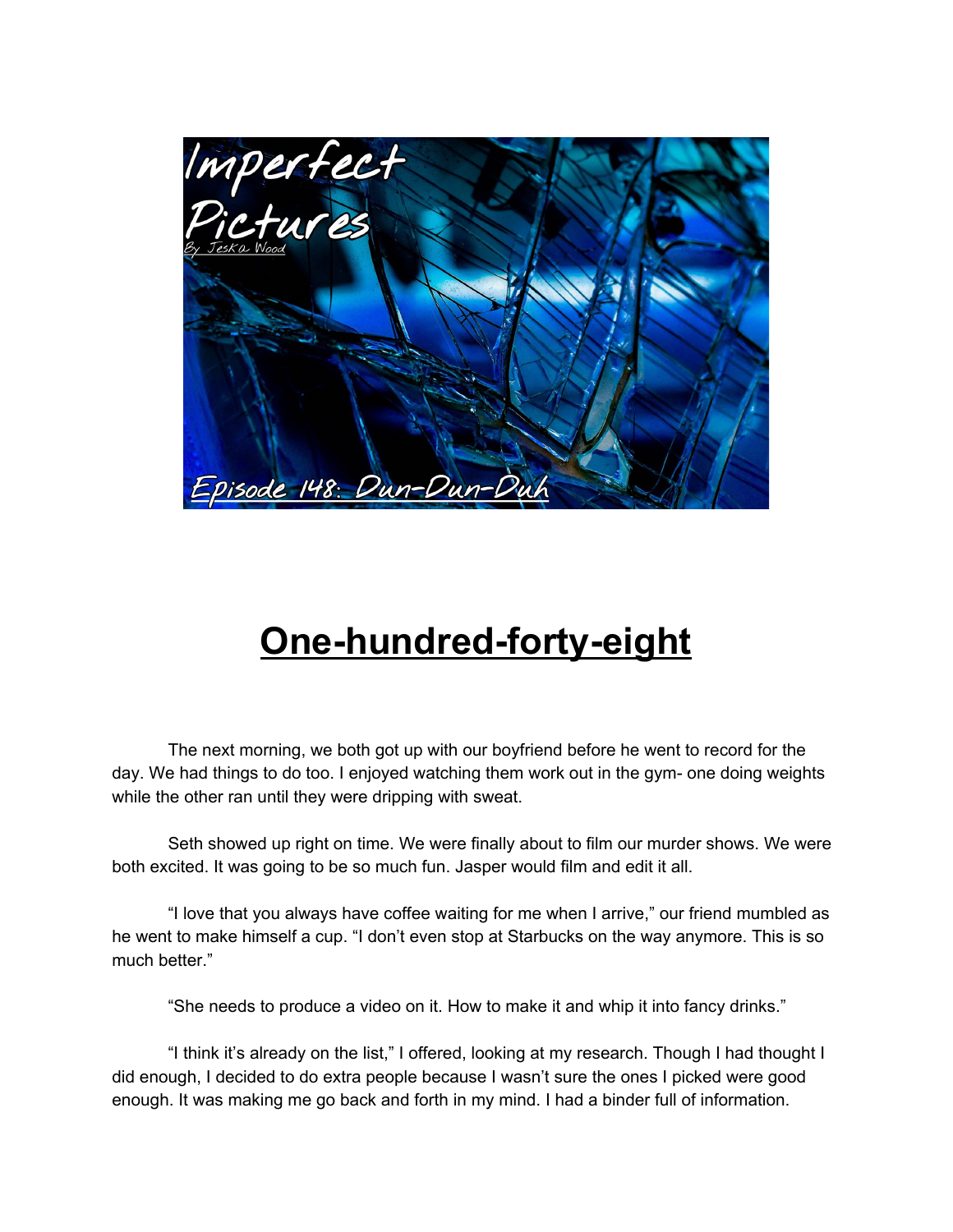Imperfect Pictures

By Jeska Wood

Episode 148: Dun-Dun-Duh

# One-hundred-forty-eight

The next morning, we both got up with our boyfriend before he went to record for the day. We had things to do too. I enjoyed watching them work out in the gym- one doing weights while the other ran until they were dripping with sweat.

Seth showed up right on time. We were finally about to film our murder shows. We were both excited. It was going to be so much fun. Jasper would film and edit it all.

“I love that you always have coffee waiting for me when I arrive,” our friend mumbled as he went to make himself a cup. “I don’t even stop at Starbucks on the way anymore. This is so much better.”

“She needs to produce a video on it. How to make it and whip it into fancy drinks.”

“I think it’s already on the list,” I offered, looking at my research. Though I had thought I did enough, I decided to do extra people because I wasn’t sure the ones I picked were good enough. It was making me go back and forth in my mind. I had a binder full of information.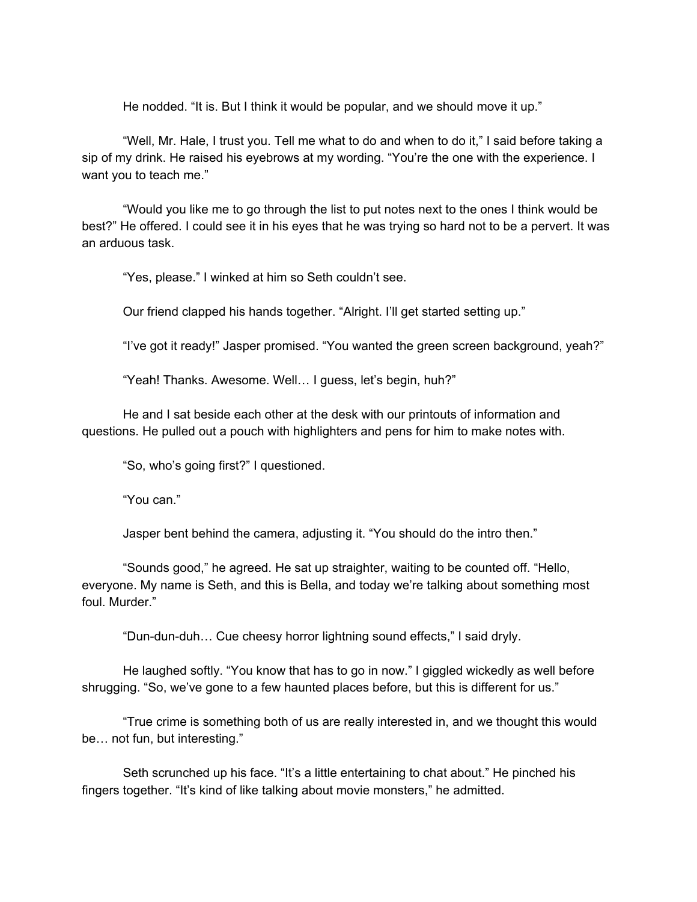He nodded. “It is. But I think it would be popular, and we should move it up.”

“Well, Mr. Hale, I trust you. Tell me what to do and when to do it,” I said before taking a sip of my drink. He raised his eyebrows at my wording. “You’re the one with the experience. I want you to teach me.”

“Would you like me to go through the list to put notes next to the ones I think would be best?” He offered. I could see it in his eyes that he was trying so hard not to be a pervert. It was an arduous task.

“Yes, please.” I winked at him so Seth couldn’t see.

Our friend clapped his hands together. “Alright. I’ll get started setting up.”

“I’ve got it ready!” Jasper promised. “You wanted the green screen background, yeah?”

“Yeah! Thanks. Awesome. Well… I guess, let’s begin, huh?”

He and I sat beside each other at the desk with our printouts of information and questions. He pulled out a pouch with highlighters and pens for him to make notes with.

“So, who’s going first?” I questioned.

“You can.”

Jasper bent behind the camera, adjusting it. “You should do the intro then.”

“Sounds good,” he agreed. He sat up straighter, waiting to be counted off. “Hello, everyone. My name is Seth, and this is Bella, and today we’re talking about something most foul. Murder.”

“Dun-dun-duh… Cue cheesy horror lightning sound effects,” I said dryly.

He laughed softly. “You know that has to go in now.” I giggled wickedly as well before shrugging. “So, we’ve gone to a few haunted places before, but this is different for us.”

“True crime is something both of us are really interested in, and we thought this would be… not fun, but interesting.”

Seth scrunched up his face. “It’s a little entertaining to chat about.” He pinched his fingers together. “It’s kind of like talking about movie monsters,” he admitted.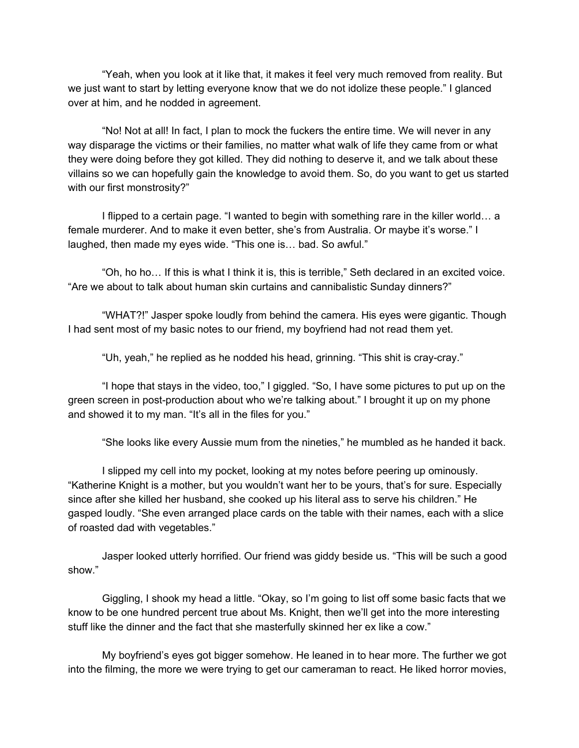"Yeah, when you look at it like that, it makes it feel very much removed from reality. But we just want to start by letting everyone know that we do not idolize these people." I glanced over at him, and he nodded in agreement.

"No! Not at all! In fact, I plan to mock the fuckers the entire time. We will never in any way disparage the victims or their families, no matter what walk of life they came from or what they were doing before they got killed. They did nothing to deserve it, and we talk about these villains so we can hopefully gain the knowledge to avoid them. So, do you want to get us started with our first monstrosity?"

I flipped to a certain page. "I wanted to begin with something rare in the killer world… a female murderer. And to make it even better, she's from Australia. Or maybe it's worse." I laughed, then made my eyes wide. "This one is… bad. So awful."

"Oh, ho ho… If this is what I think it is, this is terrible," Seth declared in an excited voice. "Are we about to talk about human skin curtains and cannibalistic Sunday dinners?"

"WHAT?!" Jasper spoke loudly from behind the camera. His eyes were gigantic. Though I had sent most of my basic notes to our friend, my boyfriend had not read them yet.

"Uh, yeah," he replied as he nodded his head, grinning. "This shit is cray-cray."

"I hope that stays in the video, too," I giggled. "So, I have some pictures to put up on the green screen in post-production about who we're talking about." I brought it up on my phone and showed it to my man. "It's all in the files for you."

"She looks like every Aussie mum from the nineties," he mumbled as he handed it back.

I slipped my cell into my pocket, looking at my notes before peering up ominously. "Katherine Knight is a mother, but you wouldn't want her to be yours, that's for sure. Especially since after she killed her husband, she cooked up his literal ass to serve his children." He gasped loudly. "She even arranged place cards on the table with their names, each with a slice of roasted dad with vegetables."

Jasper looked utterly horrified. Our friend was giddy beside us. "This will be such a good show."

Giggling, I shook my head a little. "Okay, so I'm going to list off some basic facts that we know to be one hundred percent true about Ms. Knight, then we'll get into the more interesting stuff like the dinner and the fact that she masterfully skinned her ex like a cow."

My boyfriend's eyes got bigger somehow. He leaned in to hear more. The further we got into the filming, the more we were trying to get our cameraman to react. He liked horror movies,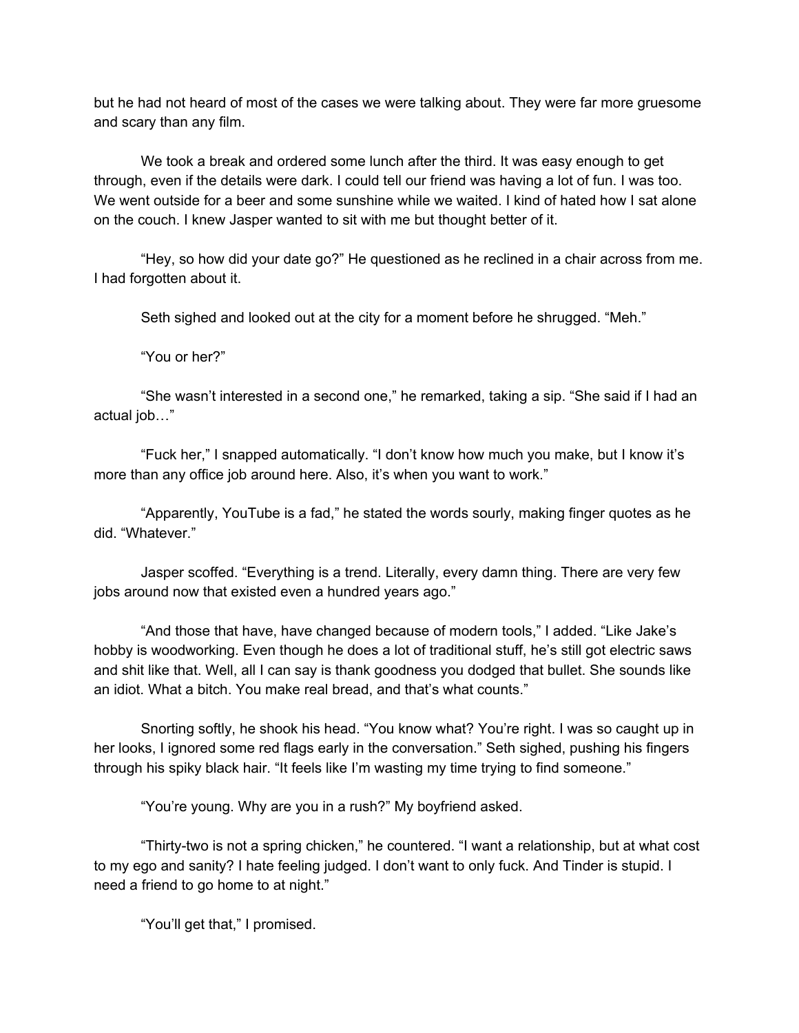but he had not heard of most of the cases we were talking about. They were far more gruesome and scary than any film.

We took a break and ordered some lunch after the third. It was easy enough to get through, even if the details were dark. I could tell our friend was having a lot of fun. I was too. We went outside for a beer and some sunshine while we waited. I kind of hated how I sat alone on the couch. I knew Jasper wanted to sit with me but thought better of it.

"Hey, so how did your date go?" He questioned as he reclined in a chair across from me. I had forgotten about it.

Seth sighed and looked out at the city for a moment before he shrugged. "Meh."

"You or her?"

"She wasn't interested in a second one," he remarked, taking a sip. "She said if I had an actual job…"

"Fuck her," I snapped automatically. "I don't know how much you make, but I know it's more than any office job around here. Also, it's when you want to work."

"Apparently, YouTube is a fad," he stated the words sourly, making finger quotes as he did. "Whatever."

Jasper scoffed. "Everything is a trend. Literally, every damn thing. There are very few jobs around now that existed even a hundred years ago."

"And those that have, have changed because of modern tools," I added. "Like Jake's hobby is woodworking. Even though he does a lot of traditional stuff, he's still got electric saws and shit like that. Well, all I can say is thank goodness you dodged that bullet. She sounds like an idiot. What a bitch. You make real bread, and that's what counts."

Snorting softly, he shook his head. "You know what? You're right. I was so caught up in her looks, I ignored some red flags early in the conversation." Seth sighed, pushing his fingers through his spiky black hair. "It feels like I'm wasting my time trying to find someone."

"You're young. Why are you in a rush?" My boyfriend asked.

"Thirty-two is not a spring chicken," he countered. "I want a relationship, but at what cost to my ego and sanity? I hate feeling judged. I don't want to only fuck. And Tinder is stupid. I need a friend to go home to at night."

"You'll get that," I promised.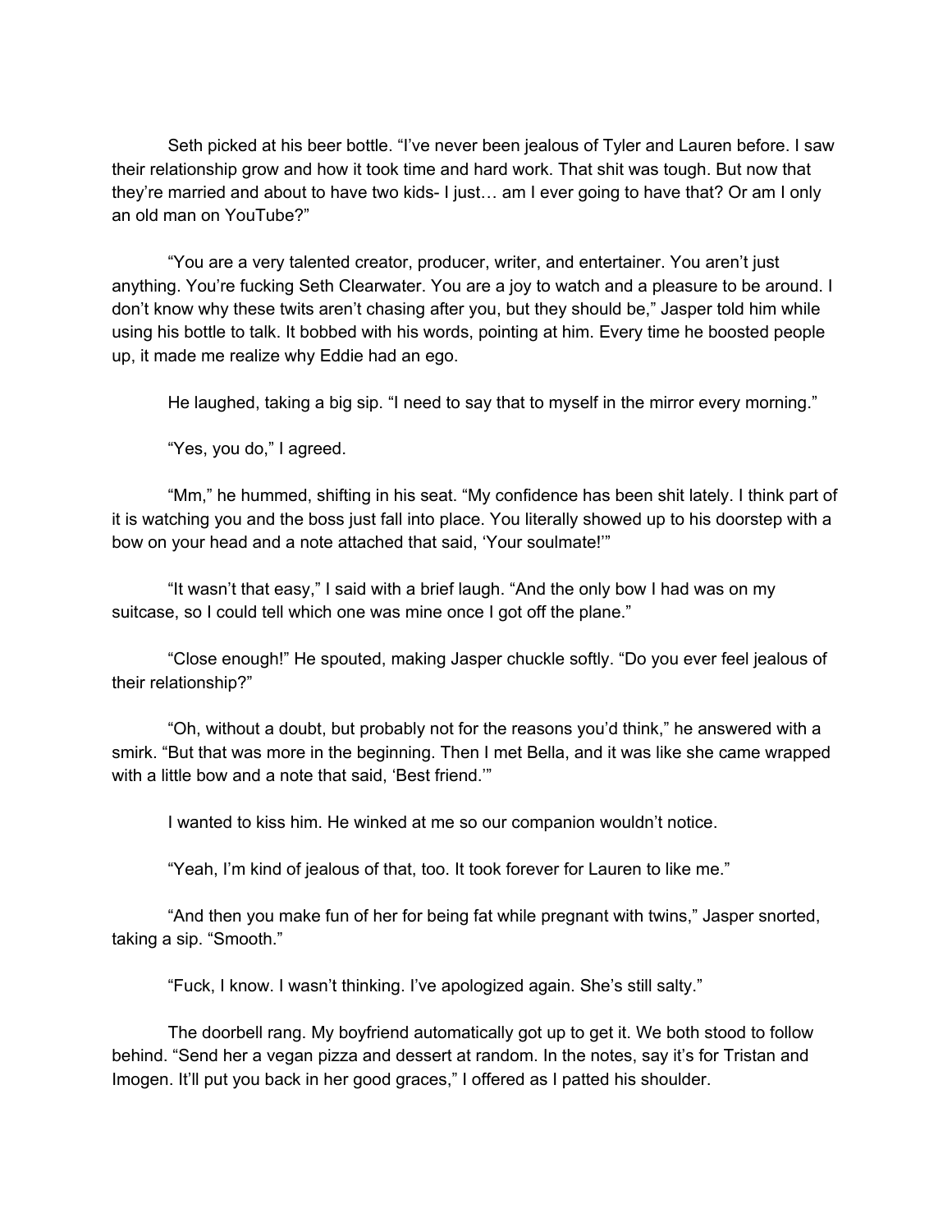Seth picked at his beer bottle. "I've never been jealous of Tyler and Lauren before. I saw their relationship grow and how it took time and hard work. That shit was tough. But now that they're married and about to have two kids- I just… am I ever going to have that? Or am I only an old man on YouTube?"

"You are a very talented creator, producer, writer, and entertainer. You aren't just anything. You're fucking Seth Clearwater. You are a joy to watch and a pleasure to be around. I don't know why these twits aren't chasing after you, but they should be," Jasper told him while using his bottle to talk. It bobbed with his words, pointing at him. Every time he boosted people up, it made me realize why Eddie had an ego.

He laughed, taking a big sip. "I need to say that to myself in the mirror every morning."

"Yes, you do," I agreed.

"Mm," he hummed, shifting in his seat. "My confidence has been shit lately. I think part of it is watching you and the boss just fall into place. You literally showed up to his doorstep with a bow on your head and a note attached that said, 'Your soulmate!'"

"It wasn't that easy," I said with a brief laugh. "And the only bow I had was on my suitcase, so I could tell which one was mine once I got off the plane."

"Close enough!" He spouted, making Jasper chuckle softly. "Do you ever feel jealous of their relationship?"

"Oh, without a doubt, but probably not for the reasons you'd think," he answered with a smirk. "But that was more in the beginning. Then I met Bella, and it was like she came wrapped with a little bow and a note that said, 'Best friend.'"

I wanted to kiss him. He winked at me so our companion wouldn't notice.

"Yeah, I'm kind of jealous of that, too. It took forever for Lauren to like me."

"And then you make fun of her for being fat while pregnant with twins," Jasper snorted, taking a sip. "Smooth."

"Fuck, I know. I wasn't thinking. I've apologized again. She's still salty."

The doorbell rang. My boyfriend automatically got up to get it. We both stood to follow behind. "Send her a vegan pizza and dessert at random. In the notes, say it's for Tristan and Imogen. It'll put you back in her good graces," I offered as I patted his shoulder.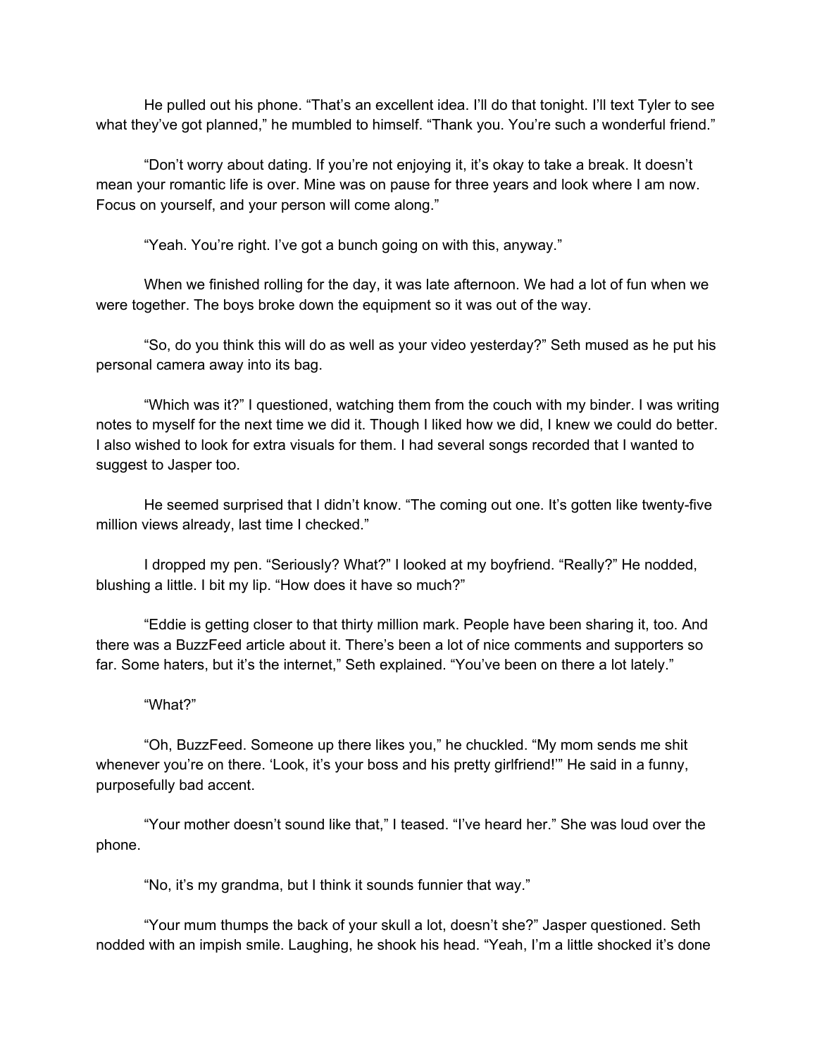He pulled out his phone. “That’s an excellent idea. I’ll do that tonight. I’ll text Tyler to see what they’ve got planned,” he mumbled to himself. “Thank you. You’re such a wonderful friend.”

“Don’t worry about dating. If you’re not enjoying it, it’s okay to take a break. It doesn’t mean your romantic life is over. Mine was on pause for three years and look where I am now. Focus on yourself, and your person will come along.”

“Yeah. You’re right. I’ve got a bunch going on with this, anyway.”

When we finished rolling for the day, it was late afternoon. We had a lot of fun when we were together. The boys broke down the equipment so it was out of the way.

“So, do you think this will do as well as your video yesterday?” Seth mused as he put his personal camera away into its bag.

“Which was it?” I questioned, watching them from the couch with my binder. I was writing notes to myself for the next time we did it. Though I liked how we did, I knew we could do better. I also wished to look for extra visuals for them. I had several songs recorded that I wanted to suggest to Jasper too.

He seemed surprised that I didn’t know. “The coming out one. It’s gotten like twenty-five million views already, last time I checked.”

I dropped my pen. “Seriously? What?” I looked at my boyfriend. “Really?” He nodded, blushing a little. I bit my lip. “How does it have so much?”

“Eddie is getting closer to that thirty million mark. People have been sharing it, too. And there was a BuzzFeed article about it. There’s been a lot of nice comments and supporters so far. Some haters, but it’s the internet,” Seth explained. “You’ve been on there a lot lately.”

“What?”

“Oh, BuzzFeed. Someone up there likes you,” he chuckled. “My mom sends me shit whenever you’re on there. ‘Look, it’s your boss and his pretty girlfriend!’” He said in a funny, purposefully bad accent.

“Your mother doesn’t sound like that,” I teased. “I’ve heard her.” She was loud over the phone.

“No, it’s my grandma, but I think it sounds funnier that way.”

“Your mum thumps the back of your skull a lot, doesn’t she?” Jasper questioned. Seth nodded with an impish smile. Laughing, he shook his head. “Yeah, I’m a little shocked it’s done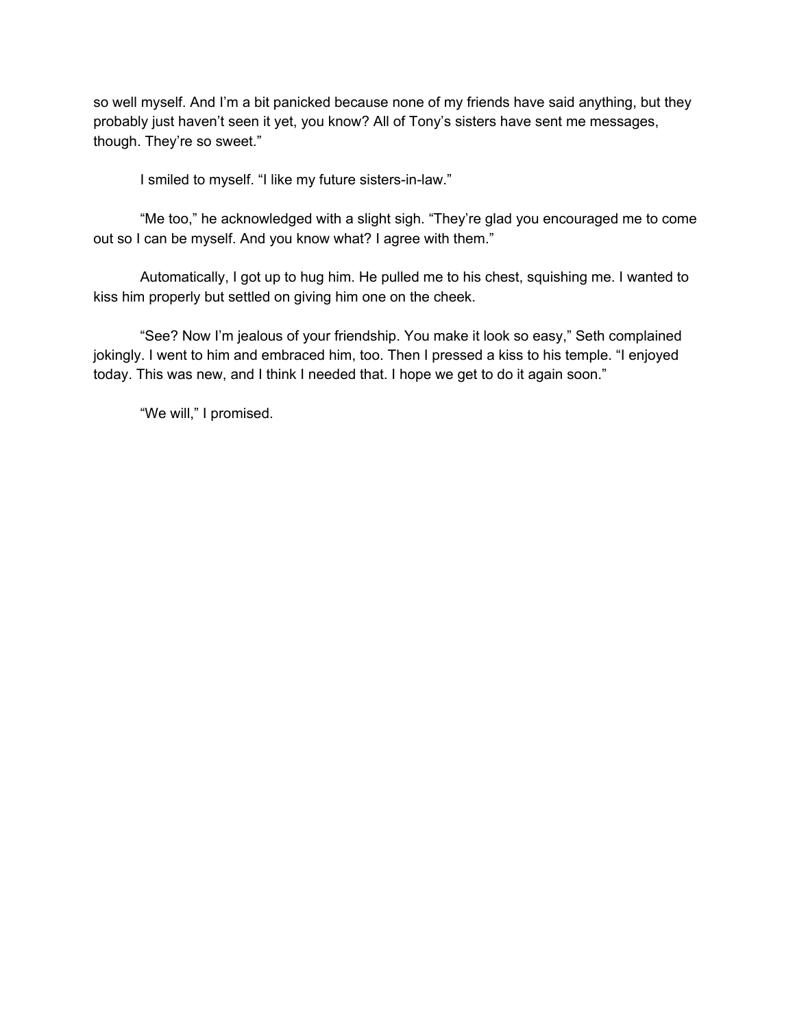so well myself. And I'm a bit panicked because none of my friends have said anything, but they probably just haven't seen it yet, you know? All of Tony's sisters have sent me messages, though. They're so sweet."

I smiled to myself. "I like my future sisters-in-law."

"Me too," he acknowledged with a slight sigh. "They're glad you encouraged me to come out so I can be myself. And you know what? I agree with them."

Automatically, I got up to hug him. He pulled me to his chest, squishing me. I wanted to kiss him properly but settled on giving him one on the cheek.

"See? Now I'm jealous of your friendship. You make it look so easy," Seth complained jokingly. I went to him and embraced him, too. Then I pressed a kiss to his temple. "I enjoyed today. This was new, and I think I needed that. I hope we get to do it again soon."

"We will," I promised.